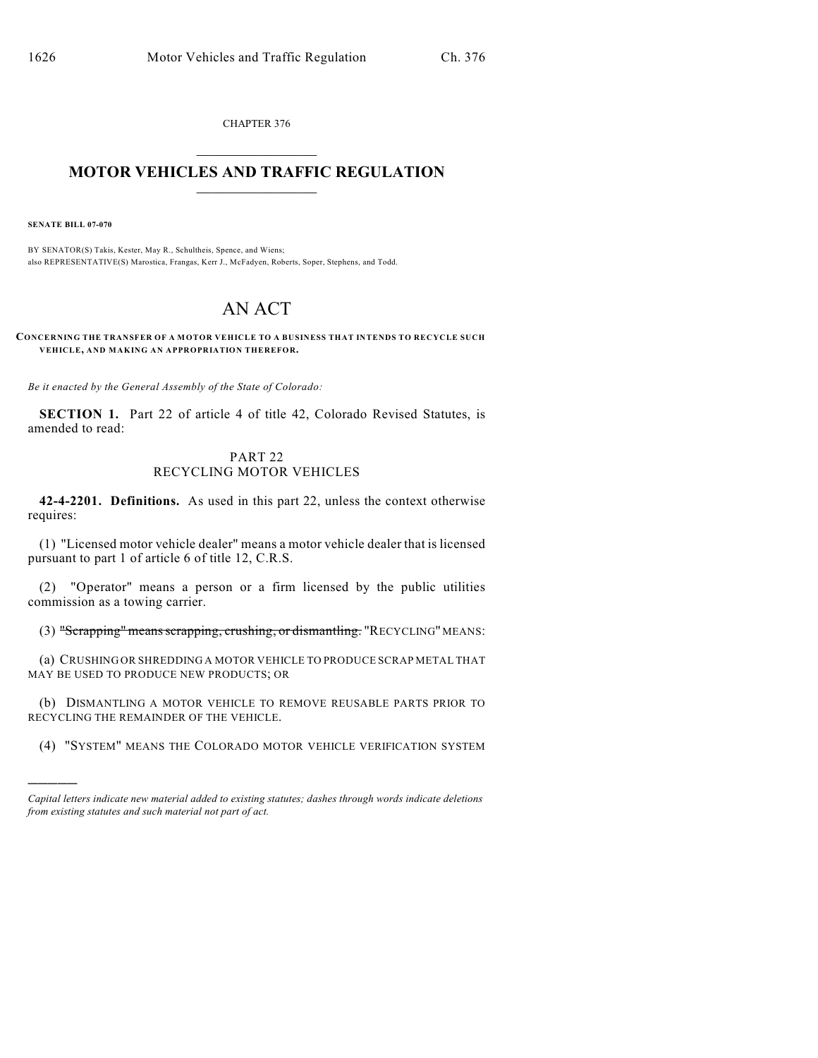CHAPTER 376

# MOTOR VEHICLES AND TRAFFIC REGULATION

**SENATE BILL 07-070**

BY SENATOR(S) Takis, Kester, May R., Schultheis, Spence, and Wiens;
also REPRESENTATIVE(S) Marostica, Frangas, Kerr J., McFadyen, Roberts, Soper, Stephens, and Todd.

# AN ACT

**CONCERNING THE TRANSFER OF A MOTOR VEHICLE TO A BUSINESS THAT INTENDS TO RECYCLE SUCH VEHICLE, AND MAKING AN APPROPRIATION THEREFOR.**

*Be it enacted by the General Assembly of the State of Colorado:*

**SECTION 1.** Part 22 of article 4 of title 42, Colorado Revised Statutes, is amended to read:

PART 22
RECYCLING MOTOR VEHICLES

**42-4-2201. Definitions.** As used in this part 22, unless the context otherwise requires:

(1) "Licensed motor vehicle dealer" means a motor vehicle dealer that is licensed pursuant to part 1 of article 6 of title 12, C.R.S.

(2) "Operator" means a person or a firm licensed by the public utilities commission as a towing carrier.

(3) ~~"Scrapping" means scrapping, crushing, or dismantling.~~ "RECYCLING" MEANS:

(a) CRUSHING OR SHREDDING A MOTOR VEHICLE TO PRODUCE SCRAP METAL THAT MAY BE USED TO PRODUCE NEW PRODUCTS; OR

(b) DISMANTLING A MOTOR VEHICLE TO REMOVE REUSABLE PARTS PRIOR TO RECYCLING THE REMAINDER OF THE VEHICLE.

(4) "SYSTEM" MEANS THE COLORADO MOTOR VEHICLE VERIFICATION SYSTEM

---

*Capital letters indicate new material added to existing statutes; dashes through words indicate deletions from existing statutes and such material not part of act.*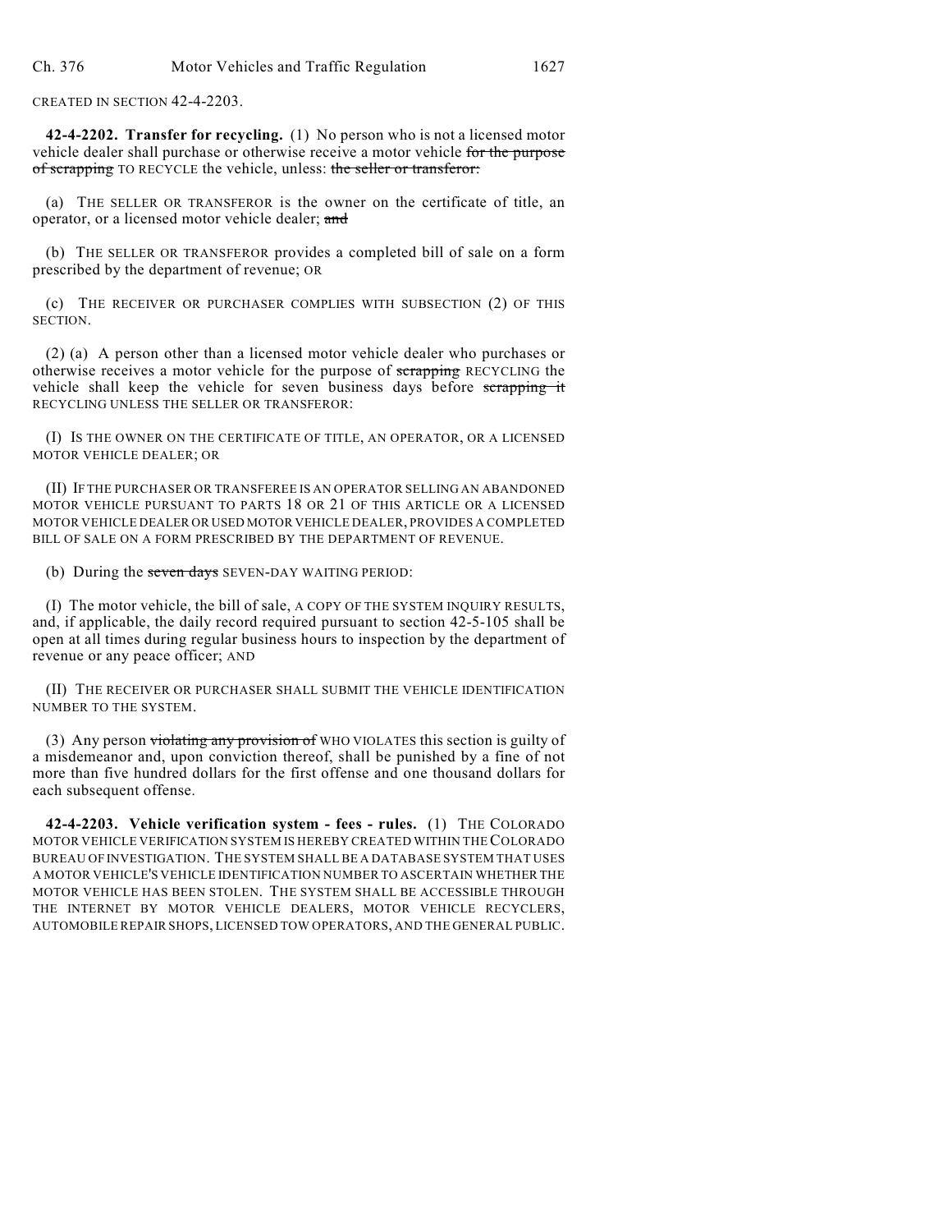CREATED IN SECTION 42-4-2203.

**42-4-2202. Transfer for recycling.** (1) No person who is not a licensed motor vehicle dealer shall purchase or otherwise receive a motor vehicle ~~for the purpose of scrapping~~ TO RECYCLE the vehicle, unless: ~~the seller or transferor:~~

(a) THE SELLER OR TRANSFEROR is the owner on the certificate of title, an operator, or a licensed motor vehicle dealer; ~~and~~

(b) THE SELLER OR TRANSFEROR provides a completed bill of sale on a form prescribed by the department of revenue; OR

(c) THE RECEIVER OR PURCHASER COMPLIES WITH SUBSECTION (2) OF THIS SECTION.

(2) (a) A person other than a licensed motor vehicle dealer who purchases or otherwise receives a motor vehicle for the purpose of ~~scrapping~~ RECYCLING the vehicle shall keep the vehicle for seven business days before ~~scrapping it~~ RECYCLING UNLESS THE SELLER OR TRANSFEROR:

(I) IS THE OWNER ON THE CERTIFICATE OF TITLE, AN OPERATOR, OR A LICENSED MOTOR VEHICLE DEALER; OR

(II) IF THE PURCHASER OR TRANSFEREE IS AN OPERATOR SELLING AN ABANDONED MOTOR VEHICLE PURSUANT TO PARTS 18 OR 21 OF THIS ARTICLE OR A LICENSED MOTOR VEHICLE DEALER OR USED MOTOR VEHICLE DEALER, PROVIDES A COMPLETED BILL OF SALE ON A FORM PRESCRIBED BY THE DEPARTMENT OF REVENUE.

(b) During the ~~seven days~~ SEVEN-DAY WAITING PERIOD:

(I) The motor vehicle, the bill of sale, A COPY OF THE SYSTEM INQUIRY RESULTS, and, if applicable, the daily record required pursuant to section 42-5-105 shall be open at all times during regular business hours to inspection by the department of revenue or any peace officer; AND

(II) THE RECEIVER OR PURCHASER SHALL SUBMIT THE VEHICLE IDENTIFICATION NUMBER TO THE SYSTEM.

(3) Any person ~~violating any provision of~~ WHO VIOLATES this section is guilty of a misdemeanor and, upon conviction thereof, shall be punished by a fine of not more than five hundred dollars for the first offense and one thousand dollars for each subsequent offense.

**42-4-2203. Vehicle verification system - fees - rules.** (1) THE COLORADO MOTOR VEHICLE VERIFICATION SYSTEM IS HEREBY CREATED WITHIN THE COLORADO BUREAU OF INVESTIGATION. THE SYSTEM SHALL BE A DATABASE SYSTEM THAT USES A MOTOR VEHICLE'S VEHICLE IDENTIFICATION NUMBER TO ASCERTAIN WHETHER THE MOTOR VEHICLE HAS BEEN STOLEN. THE SYSTEM SHALL BE ACCESSIBLE THROUGH THE INTERNET BY MOTOR VEHICLE DEALERS, MOTOR VEHICLE RECYCLERS, AUTOMOBILE REPAIR SHOPS, LICENSED TOW OPERATORS, AND THE GENERAL PUBLIC.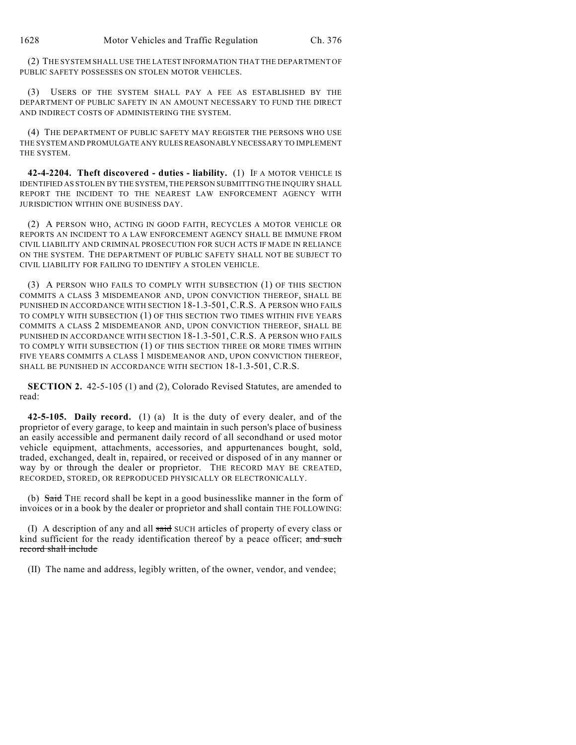(2) THE SYSTEM SHALL USE THE LATEST INFORMATION THAT THE DEPARTMENT OF PUBLIC SAFETY POSSESSES ON STOLEN MOTOR VEHICLES.

(3) USERS OF THE SYSTEM SHALL PAY A FEE AS ESTABLISHED BY THE DEPARTMENT OF PUBLIC SAFETY IN AN AMOUNT NECESSARY TO FUND THE DIRECT AND INDIRECT COSTS OF ADMINISTERING THE SYSTEM.

(4) THE DEPARTMENT OF PUBLIC SAFETY MAY REGISTER THE PERSONS WHO USE THE SYSTEM AND PROMULGATE ANY RULES REASONABLY NECESSARY TO IMPLEMENT THE SYSTEM.

**42-4-2204. Theft discovered - duties - liability.** (1) IF A MOTOR VEHICLE IS IDENTIFIED AS STOLEN BY THE SYSTEM, THE PERSON SUBMITTING THE INQUIRY SHALL REPORT THE INCIDENT TO THE NEAREST LAW ENFORCEMENT AGENCY WITH JURISDICTION WITHIN ONE BUSINESS DAY.

(2) A PERSON WHO, ACTING IN GOOD FAITH, RECYCLES A MOTOR VEHICLE OR REPORTS AN INCIDENT TO A LAW ENFORCEMENT AGENCY SHALL BE IMMUNE FROM CIVIL LIABILITY AND CRIMINAL PROSECUTION FOR SUCH ACTS IF MADE IN RELIANCE ON THE SYSTEM. THE DEPARTMENT OF PUBLIC SAFETY SHALL NOT BE SUBJECT TO CIVIL LIABILITY FOR FAILING TO IDENTIFY A STOLEN VEHICLE.

(3) A PERSON WHO FAILS TO COMPLY WITH SUBSECTION (1) OF THIS SECTION COMMITS A CLASS 3 MISDEMEANOR AND, UPON CONVICTION THEREOF, SHALL BE PUNISHED IN ACCORDANCE WITH SECTION 18-1.3-501, C.R.S. A PERSON WHO FAILS TO COMPLY WITH SUBSECTION (1) OF THIS SECTION TWO TIMES WITHIN FIVE YEARS COMMITS A CLASS 2 MISDEMEANOR AND, UPON CONVICTION THEREOF, SHALL BE PUNISHED IN ACCORDANCE WITH SECTION 18-1.3-501, C.R.S. A PERSON WHO FAILS TO COMPLY WITH SUBSECTION (1) OF THIS SECTION THREE OR MORE TIMES WITHIN FIVE YEARS COMMITS A CLASS 1 MISDEMEANOR AND, UPON CONVICTION THEREOF, SHALL BE PUNISHED IN ACCORDANCE WITH SECTION 18-1.3-501, C.R.S.

**SECTION 2.** 42-5-105 (1) and (2), Colorado Revised Statutes, are amended to read:

**42-5-105. Daily record.** (1) (a) It is the duty of every dealer, and of the proprietor of every garage, to keep and maintain in such person's place of business an easily accessible and permanent daily record of all secondhand or used motor vehicle equipment, attachments, accessories, and appurtenances bought, sold, traded, exchanged, dealt in, repaired, or received or disposed of in any manner or way by or through the dealer or proprietor. THE RECORD MAY BE CREATED, RECORDED, STORED, OR REPRODUCED PHYSICALLY OR ELECTRONICALLY.

(b) ~~Said~~ THE record shall be kept in a good businesslike manner in the form of invoices or in a book by the dealer or proprietor and shall contain THE FOLLOWING:

(I) A description of any and all ~~said~~ SUCH articles of property of every class or kind sufficient for the ready identification thereof by a peace officer; ~~and such record shall include~~

(II) The name and address, legibly written, of the owner, vendor, and vendee;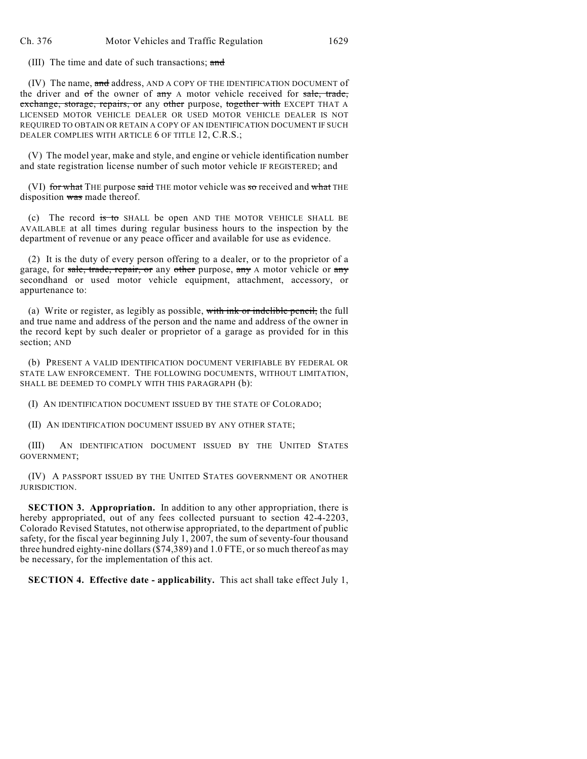(III) The time and date of such transactions; ~~and~~

(IV) The name, ~~and~~ address, AND A COPY OF THE IDENTIFICATION DOCUMENT of the driver and ~~of~~ the owner of ~~any~~ A motor vehicle received for ~~sale, trade, exchange, storage, repairs, or~~ any ~~other~~ purpose, ~~together with~~ EXCEPT THAT A LICENSED MOTOR VEHICLE DEALER OR USED MOTOR VEHICLE DEALER IS NOT REQUIRED TO OBTAIN OR RETAIN A COPY OF AN IDENTIFICATION DOCUMENT IF SUCH DEALER COMPLIES WITH ARTICLE 6 OF TITLE 12, C.R.S.;

(V) The model year, make and style, and engine or vehicle identification number and state registration license number of such motor vehicle IF REGISTERED; and

(VI) ~~for what~~ THE purpose ~~said~~ THE motor vehicle was ~~so~~ received and ~~what~~ THE disposition ~~was~~ made thereof.

(c) The record ~~is to~~ SHALL be open AND THE MOTOR VEHICLE SHALL BE AVAILABLE at all times during regular business hours to the inspection by the department of revenue or any peace officer and available for use as evidence.

(2) It is the duty of every person offering to a dealer, or to the proprietor of a garage, for ~~sale, trade, repair, or~~ any ~~other~~ purpose, ~~any~~ A motor vehicle or ~~any~~ secondhand or used motor vehicle equipment, attachment, accessory, or appurtenance to:

(a) Write or register, as legibly as possible, ~~with ink or indelible pencil,~~ the full and true name and address of the person and the name and address of the owner in the record kept by such dealer or proprietor of a garage as provided for in this section; AND

(b) PRESENT A VALID IDENTIFICATION DOCUMENT VERIFIABLE BY FEDERAL OR STATE LAW ENFORCEMENT. THE FOLLOWING DOCUMENTS, WITHOUT LIMITATION, SHALL BE DEEMED TO COMPLY WITH THIS PARAGRAPH (b):

(I) AN IDENTIFICATION DOCUMENT ISSUED BY THE STATE OF COLORADO;

(II) AN IDENTIFICATION DOCUMENT ISSUED BY ANY OTHER STATE;

(III) AN IDENTIFICATION DOCUMENT ISSUED BY THE UNITED STATES GOVERNMENT;

(IV) A PASSPORT ISSUED BY THE UNITED STATES GOVERNMENT OR ANOTHER JURISDICTION.

**SECTION 3. Appropriation.** In addition to any other appropriation, there is hereby appropriated, out of any fees collected pursuant to section 42-4-2203, Colorado Revised Statutes, not otherwise appropriated, to the department of public safety, for the fiscal year beginning July 1, 2007, the sum of seventy-four thousand three hundred eighty-nine dollars ($74,389) and 1.0 FTE, or so much thereof as may be necessary, for the implementation of this act.

**SECTION 4. Effective date - applicability.** This act shall take effect July 1,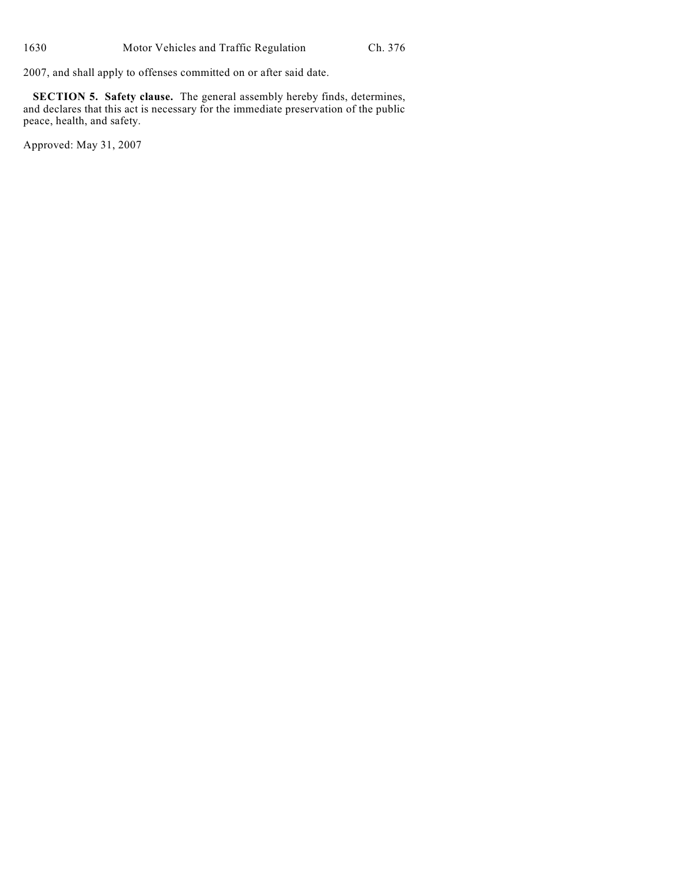2007, and shall apply to offenses committed on or after said date.

**SECTION 5. Safety clause.** The general assembly hereby finds, determines, and declares that this act is necessary for the immediate preservation of the public peace, health, and safety.

Approved: May 31, 2007